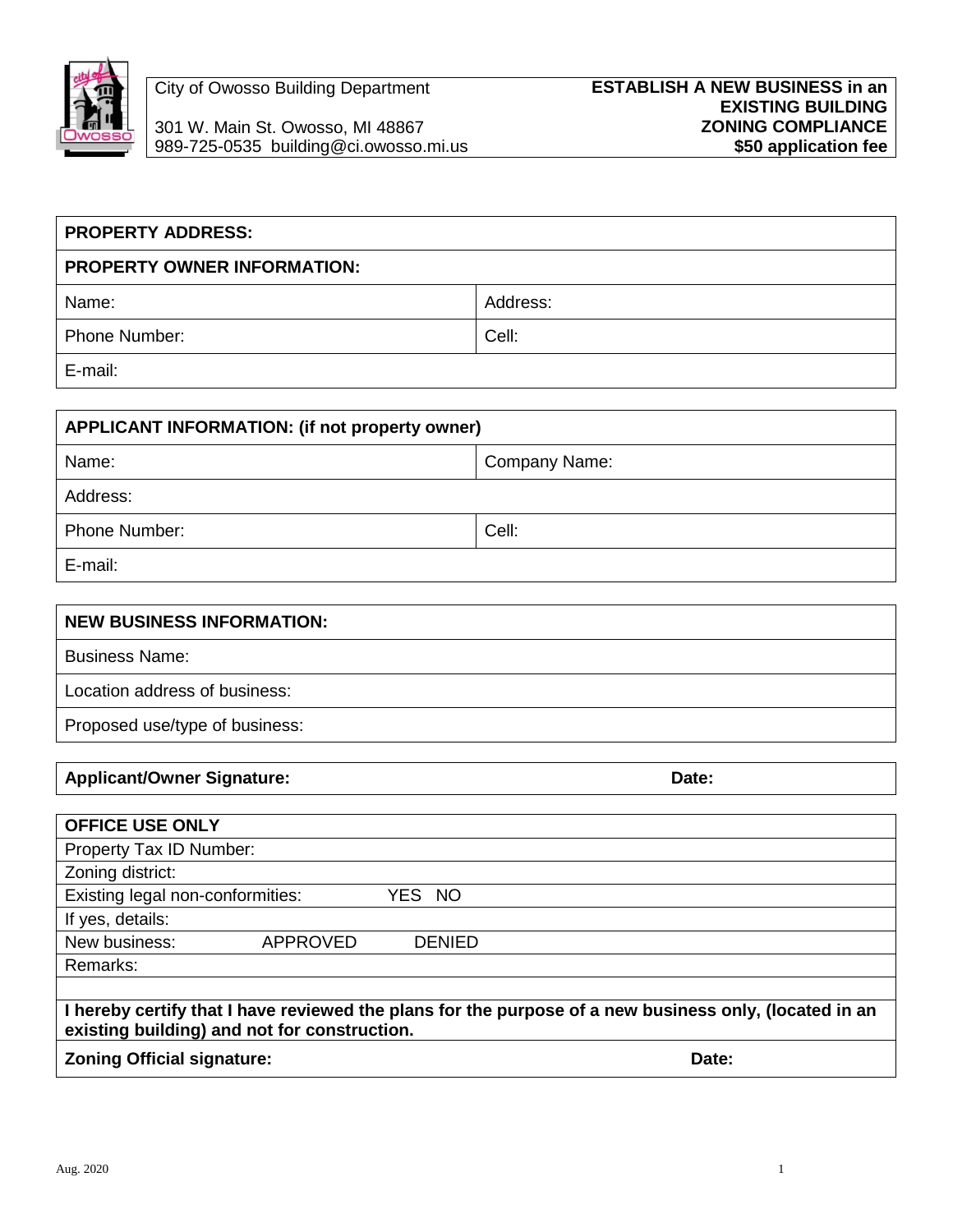City of Owosso Building Department

301 W. Main St. Owosso, MI 48867
989-725-0535 building@ci.owosso.mi.us

**ESTABLISH A NEW BUSINESS in an EXISTING BUILDING**
**ZONING COMPLIANCE**
**$50 application fee**

| **PROPERTY ADDRESS:** | |
|---|---|
| **PROPERTY OWNER INFORMATION:** | |
| Name: | Address: |
| Phone Number: | Cell: |
| E-mail: | |

| **APPLICANT INFORMATION: (if not property owner)** | |
|---|---|
| Name: | Company Name: |
| Address: | |
| Phone Number: | Cell: |
| E-mail: | |

| **NEW BUSINESS INFORMATION:** |
|---|
| Business Name: |
| Location address of business: |
| Proposed use/type of business: |

| **Applicant/Owner Signature:** | **Date:** |
|---|---|

| **OFFICE USE ONLY** | | |
|---|---|---|
| Property Tax ID Number: | | |
| Zoning district: | | |
| Existing legal non-conformities: | YES NO | |
| If yes, details: | | |
| New business: | APPROVED | DENIED |
| Remarks: | | |
| | | |
| **I hereby certify that I have reviewed the plans for the purpose of a new business only, (located in an existing building) and not for construction.** | | |
| **Zoning Official signature:** | | **Date:** |

Aug. 2020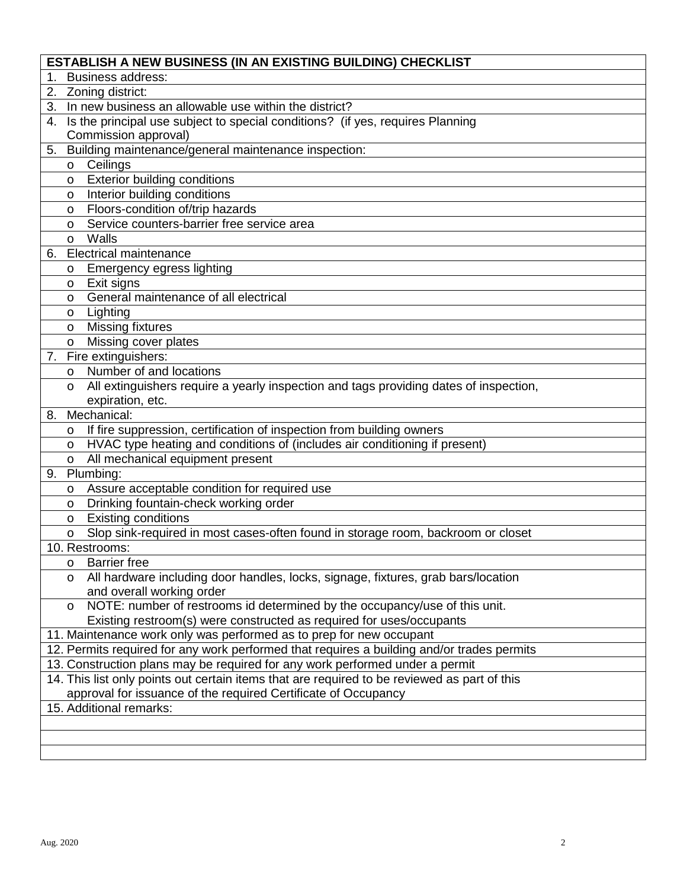| ESTABLISH A NEW BUSINESS (IN AN EXISTING BUILDING) CHECKLIST |
| --- |
| 1. Business address: |
| 2. Zoning district: |
| 3. In new business an allowable use within the district? |
| 4. Is the principal use subject to special conditions? (if yes, requires Planning Commission approval) |
| 5. Building maintenance/general maintenance inspection: |
| o Ceilings |
| o Exterior building conditions |
| o Interior building conditions |
| o Floors-condition of/trip hazards |
| o Service counters-barrier free service area |
| o Walls |
| 6. Electrical maintenance |
| o Emergency egress lighting |
| o Exit signs |
| o General maintenance of all electrical |
| o Lighting |
| o Missing fixtures |
| o Missing cover plates |
| 7. Fire extinguishers: |
| o Number of and locations |
| o All extinguishers require a yearly inspection and tags providing dates of inspection, expiration, etc. |
| 8. Mechanical: |
| o If fire suppression, certification of inspection from building owners |
| o HVAC type heating and conditions of (includes air conditioning if present) |
| o All mechanical equipment present |
| 9. Plumbing: |
| o Assure acceptable condition for required use |
| o Drinking fountain-check working order |
| o Existing conditions |
| o Slop sink-required in most cases-often found in storage room, backroom or closet |
| 10. Restrooms: |
| o Barrier free |
| o All hardware including door handles, locks, signage, fixtures, grab bars/location and overall working order |
| o NOTE: number of restrooms id determined by the occupancy/use of this unit. Existing restroom(s) were constructed as required for uses/occupants |
| 11. Maintenance work only was performed as to prep for new occupant |
| 12. Permits required for any work performed that requires a building and/or trades permits |
| 13. Construction plans may be required for any work performed under a permit |
| 14. This list only points out certain items that are required to be reviewed as part of this approval for issuance of the required Certificate of Occupancy |
| 15. Additional remarks: |
| |
| |
| |

Aug. 2020